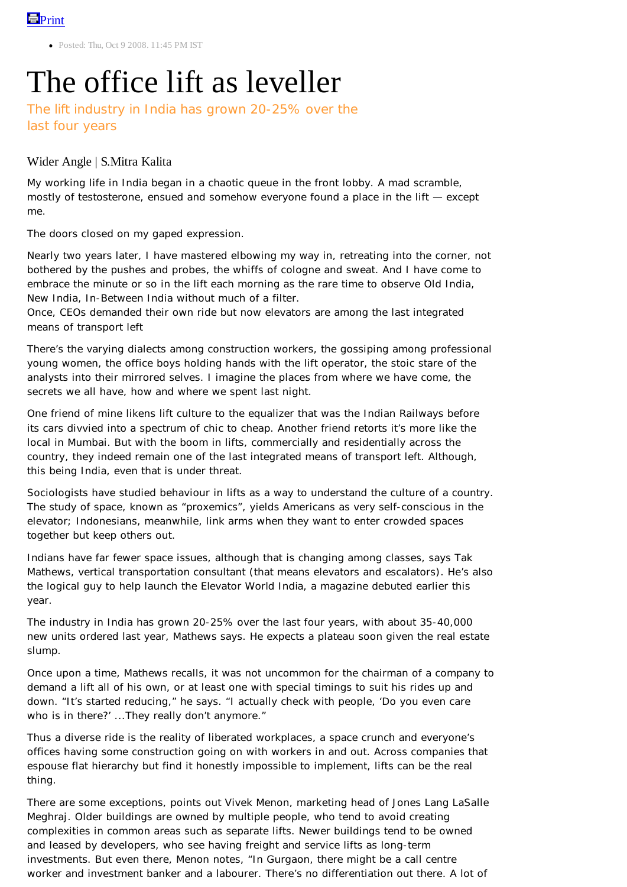Print

- Posted: Thu, Oct 9 2008. 11:45 PM IST

# The office lift as leveller

## The lift industry in India has grown 20-25% over the last four years

Wider Angle | S.Mitra Kalita

My working life in India began in a chaotic queue in the front lobby. A mad scramble, mostly of testosterone, ensued and somehow everyone found a place in the lift — except me.

The doors closed on my gaped expression.

Nearly two years later, I have mastered elbowing my way in, retreating into the corner, not bothered by the pushes and probes, the whiffs of cologne and sweat. And I have come to embrace the minute or so in the lift each morning as the rare time to observe Old India, New India, In-Between India without much of a filter.
Once, CEOs demanded their own ride but now elevators are among the last integrated means of transport left

There's the varying dialects among construction workers, the gossiping among professional young women, the office boys holding hands with the lift operator, the stoic stare of the analysts into their mirrored selves. I imagine the places from where we have come, the secrets we all have, how and where we spent last night.

One friend of mine likens lift culture to the equalizer that was the Indian Railways before its cars divvied into a spectrum of chic to cheap. Another friend retorts it's more like the local in Mumbai. But with the boom in lifts, commercially and residentially across the country, they indeed remain one of the last integrated means of transport left. Although, this being India, even that is under threat.

Sociologists have studied behaviour in lifts as a way to understand the culture of a country. The study of space, known as "proxemics", yields Americans as very self-conscious in the elevator; Indonesians, meanwhile, link arms when they want to enter crowded spaces together but keep others out.

Indians have far fewer space issues, although that is changing among classes, says Tak Mathews, vertical transportation consultant (that means elevators and escalators). He's also the logical guy to help launch the Elevator World India, a magazine debuted earlier this year.

The industry in India has grown 20-25% over the last four years, with about 35-40,000 new units ordered last year, Mathews says. He expects a plateau soon given the real estate slump.

Once upon a time, Mathews recalls, it was not uncommon for the chairman of a company to demand a lift all of his own, or at least one with special timings to suit his rides up and down. "It's started reducing," he says. "I actually check with people, 'Do you even care who is in there?' ...They really don't anymore."

Thus a diverse ride is the reality of liberated workplaces, a space crunch and everyone's offices having some construction going on with workers in and out. Across companies that espouse flat hierarchy but find it honestly impossible to implement, lifts can be the real thing.

There are some exceptions, points out Vivek Menon, marketing head of Jones Lang LaSalle Meghraj. Older buildings are owned by multiple people, who tend to avoid creating complexities in common areas such as separate lifts. Newer buildings tend to be owned and leased by developers, who see having freight and service lifts as long-term investments. But even there, Menon notes, "In Gurgaon, there might be a call centre worker and investment banker and a labourer. There's no differentiation out there. A lot of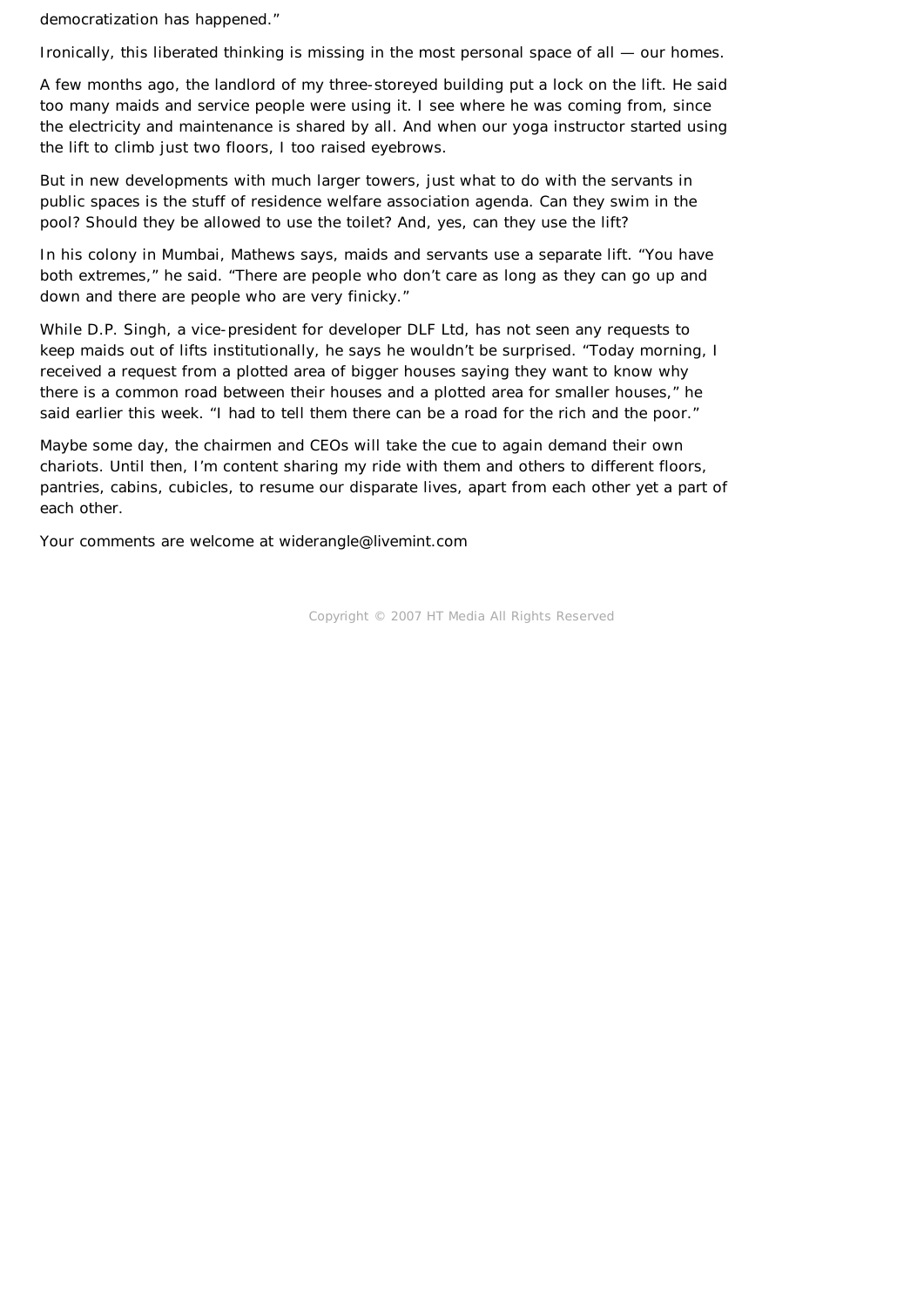democratization has happened."

Ironically, this liberated thinking is missing in the most personal space of all — our homes.

A few months ago, the landlord of my three-storeyed building put a lock on the lift. He said too many maids and service people were using it. I see where he was coming from, since the electricity and maintenance is shared by all. And when our yoga instructor started using the lift to climb just two floors, I too raised eyebrows.

But in new developments with much larger towers, just what to do with the servants in public spaces is the stuff of residence welfare association agenda. Can they swim in the pool? Should they be allowed to use the toilet? And, yes, can they use the lift?

In his colony in Mumbai, Mathews says, maids and servants use a separate lift. "You have both extremes," he said. "There are people who don't care as long as they can go up and down and there are people who are very finicky."

While D.P. Singh, a vice-president for developer DLF Ltd, has not seen any requests to keep maids out of lifts institutionally, he says he wouldn't be surprised. "Today morning, I received a request from a plotted area of bigger houses saying they want to know why there is a common road between their houses and a plotted area for smaller houses," he said earlier this week. "I had to tell them there can be a road for the rich and the poor."

Maybe some day, the chairmen and CEOs will take the cue to again demand their own chariots. Until then, I'm content sharing my ride with them and others to different floors, pantries, cabins, cubicles, to resume our disparate lives, apart from each other yet a part of each other.

Your comments are welcome at widerangle@livemint.com

Copyright © 2007 HT Media All Rights Reserved